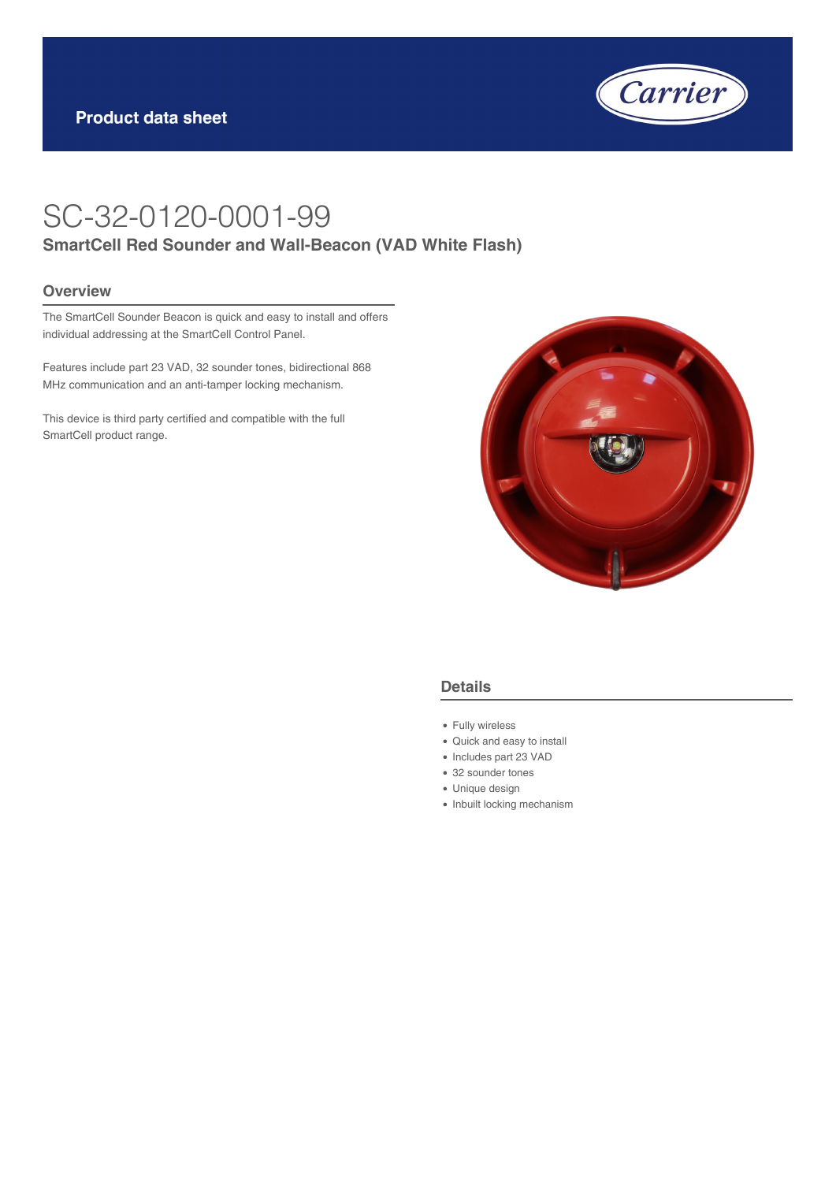Product data sheet

# SC-32-0120-0001-99

**SmartCell Red Sounder and Wall-Beacon (VAD White Flash)**

## Overview

The SmartCell Sounder Beacon is quick and easy to install and offers individual addressing at the SmartCell Control Panel.

Features include part 23 VAD, 32 sounder tones, bidirectional 868 MHz communication and an anti-tamper locking mechanism.

This device is third party certified and compatible with the full SmartCell product range.

## Details

- Fully wireless
- Quick and easy to install
- Includes part 23 VAD
- 32 sounder tones
- Unique design
- Inbuilt locking mechanism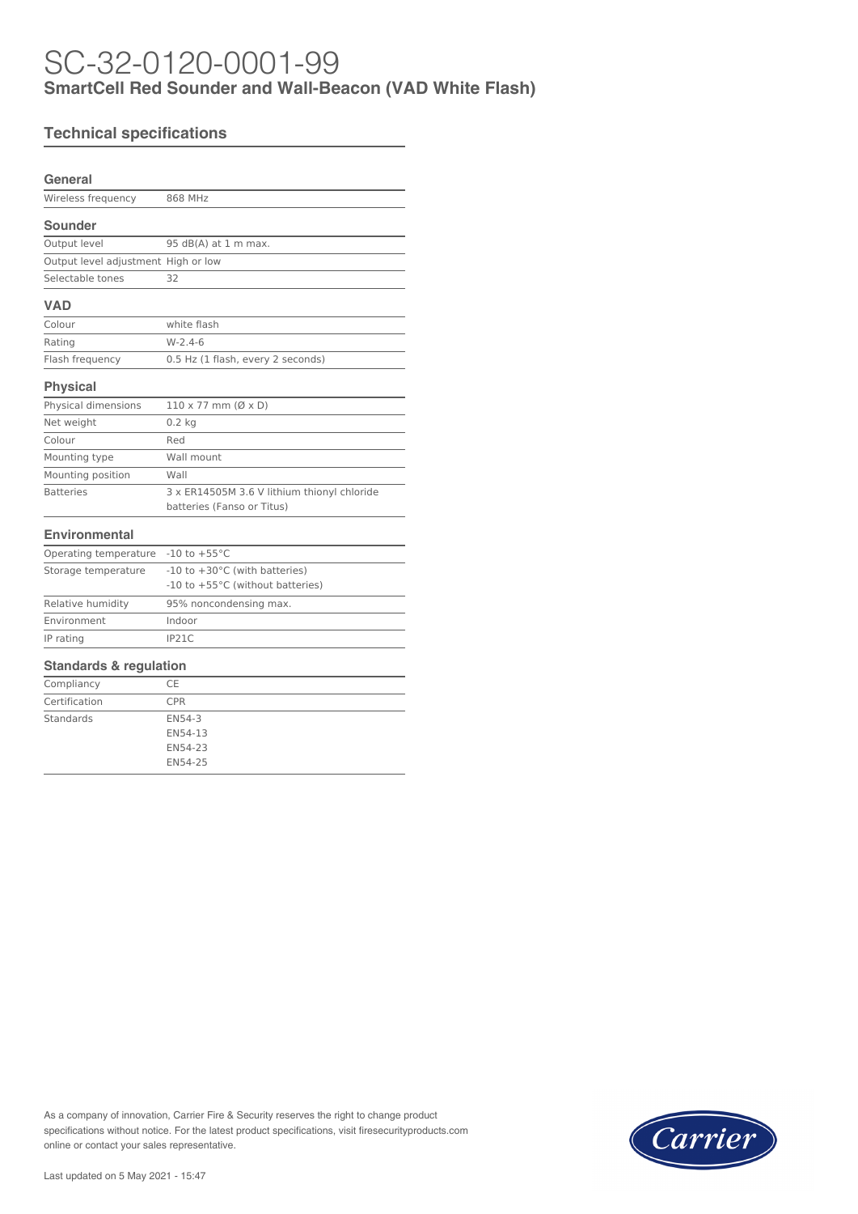# SC-32-0120-0001-99

**SmartCell Red Sounder and Wall-Beacon (VAD White Flash)**

## Technical specifications

### General

| | |
|---|---|
| Wireless frequency | 868 MHz |

### Sounder

| | |
|---|---|
| Output level | 95 dB(A) at 1 m max. |
| Output level adjustment | High or low |
| Selectable tones | 32 |

### VAD

| | |
|---|---|
| Colour | white flash |
| Rating | W-2.4-6 |
| Flash frequency | 0.5 Hz (1 flash, every 2 seconds) |

### Physical

| | |
|---|---|
| Physical dimensions | 110 x 77 mm (Ø x D) |
| Net weight | 0.2 kg |
| Colour | Red |
| Mounting type | Wall mount |
| Mounting position | Wall |
| Batteries | 3 x ER14505M 3.6 V lithium thionyl chloride batteries (Fanso or Titus) |

### Environmental

| | |
|---|---|
| Operating temperature | -10 to +55°C |
| Storage temperature | -10 to +30°C (with batteries)<br>-10 to +55°C (without batteries) |
| Relative humidity | 95% noncondensing max. |
| Environment | Indoor |
| IP rating | IP21C |

### Standards & regulation

| | |
|---|---|
| Compliancy | CE |
| Certification | CPR |
| Standards | EN54-3<br>EN54-13<br>EN54-23<br>EN54-25 |

As a company of innovation, Carrier Fire & Security reserves the right to change product specifications without notice. For the latest product specifications, visit firesecurityproducts.com online or contact your sales representative.

Last updated on 5 May 2021 - 15:47